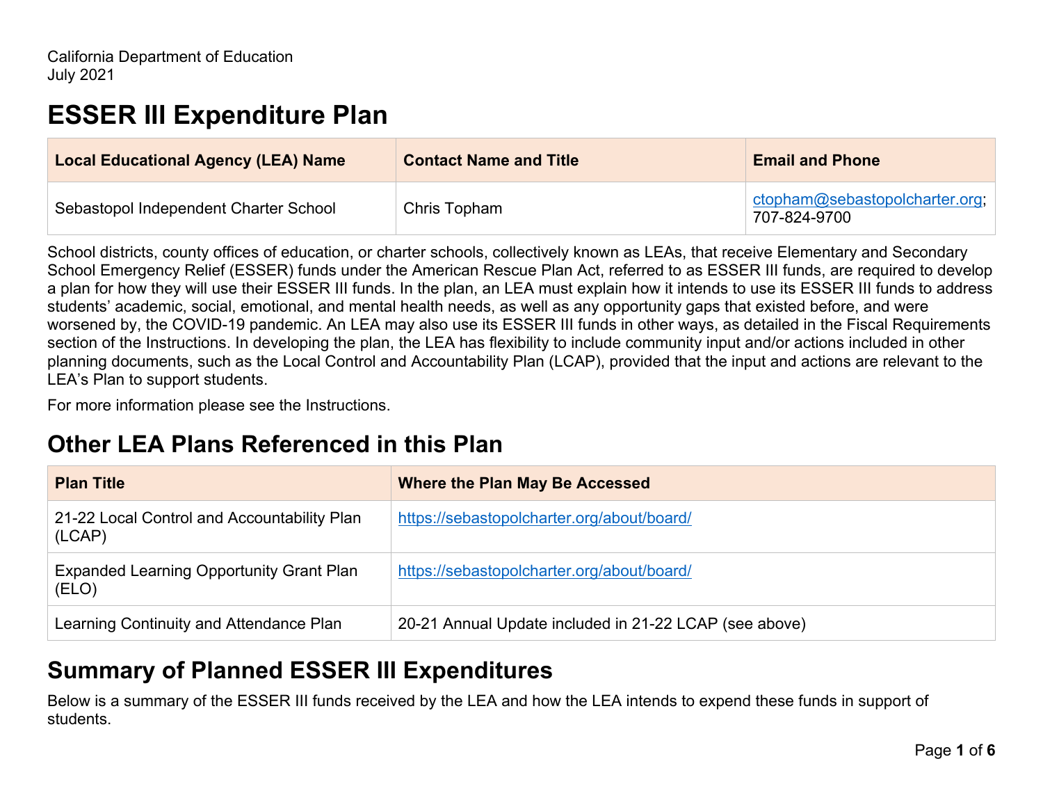California Department of Education
July 2021

# ESSER III Expenditure Plan

| Local Educational Agency (LEA) Name | Contact Name and Title | Email and Phone |
| --- | --- | --- |
| Sebastopol Independent Charter School | Chris Topham | ctopham@sebastopolcharter.org; 707-824-9700 |

School districts, county offices of education, or charter schools, collectively known as LEAs, that receive Elementary and Secondary School Emergency Relief (ESSER) funds under the American Rescue Plan Act, referred to as ESSER III funds, are required to develop a plan for how they will use their ESSER III funds. In the plan, an LEA must explain how it intends to use its ESSER III funds to address students' academic, social, emotional, and mental health needs, as well as any opportunity gaps that existed before, and were worsened by, the COVID-19 pandemic. An LEA may also use its ESSER III funds in other ways, as detailed in the Fiscal Requirements section of the Instructions. In developing the plan, the LEA has flexibility to include community input and/or actions included in other planning documents, such as the Local Control and Accountability Plan (LCAP), provided that the input and actions are relevant to the LEA's Plan to support students.

For more information please see the Instructions.

# Other LEA Plans Referenced in this Plan

| Plan Title | Where the Plan May Be Accessed |
| --- | --- |
| 21-22 Local Control and Accountability Plan (LCAP) | https://sebastopolcharter.org/about/board/ |
| Expanded Learning Opportunity Grant Plan (ELO) | https://sebastopolcharter.org/about/board/ |
| Learning Continuity and Attendance Plan | 20-21 Annual Update included in 21-22 LCAP (see above) |

# Summary of Planned ESSER III Expenditures

Below is a summary of the ESSER III funds received by the LEA and how the LEA intends to expend these funds in support of students.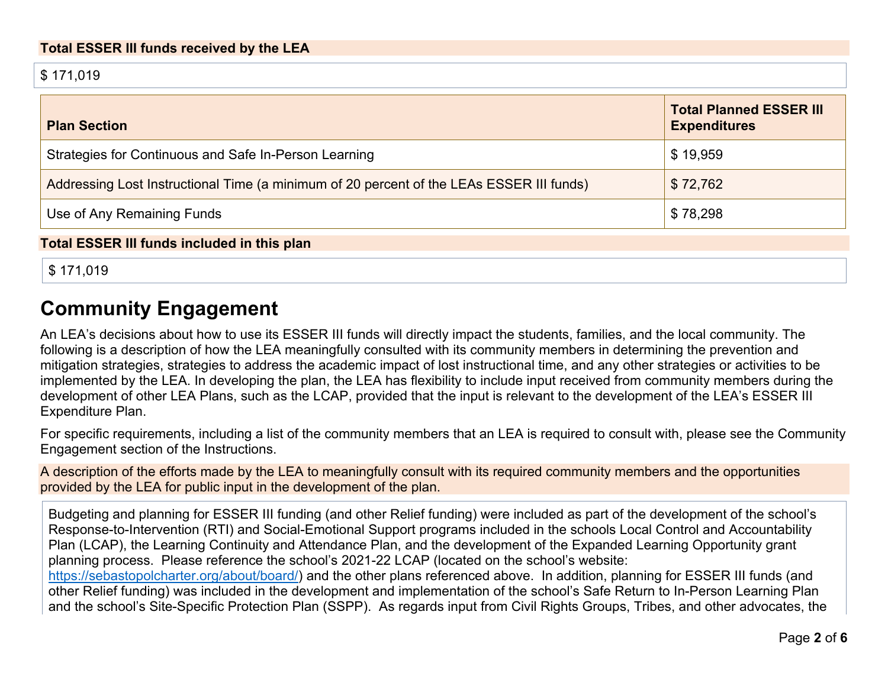**Total ESSER III funds received by the LEA**

$ 171,019

| Plan Section | Total Planned ESSER III Expenditures |
| --- | --- |
| Strategies for Continuous and Safe In-Person Learning | $ 19,959 |
| Addressing Lost Instructional Time (a minimum of 20 percent of the LEAs ESSER III funds) | $ 72,762 |
| Use of Any Remaining Funds | $ 78,298 |

**Total ESSER III funds included in this plan**

$ 171,019

# Community Engagement

An LEA's decisions about how to use its ESSER III funds will directly impact the students, families, and the local community. The following is a description of how the LEA meaningfully consulted with its community members in determining the prevention and mitigation strategies, strategies to address the academic impact of lost instructional time, and any other strategies or activities to be implemented by the LEA. In developing the plan, the LEA has flexibility to include input received from community members during the development of other LEA Plans, such as the LCAP, provided that the input is relevant to the development of the LEA's ESSER III Expenditure Plan.

For specific requirements, including a list of the community members that an LEA is required to consult with, please see the Community Engagement section of the Instructions.

**A description of the efforts made by the LEA to meaningfully consult with its required community members and the opportunities provided by the LEA for public input in the development of the plan.**

Budgeting and planning for ESSER III funding (and other Relief funding) were included as part of the development of the school's Response-to-Intervention (RTI) and Social-Emotional Support programs included in the schools Local Control and Accountability Plan (LCAP), the Learning Continuity and Attendance Plan, and the development of the Expanded Learning Opportunity grant planning process. Please reference the school's 2021-22 LCAP (located on the school's website: https://sebastopolcharter.org/about/board/) and the other plans referenced above. In addition, planning for ESSER III funds (and other Relief funding) was included in the development and implementation of the school's Safe Return to In-Person Learning Plan and the school's Site-Specific Protection Plan (SSPP). As regards input from Civil Rights Groups, Tribes, and other advocates, the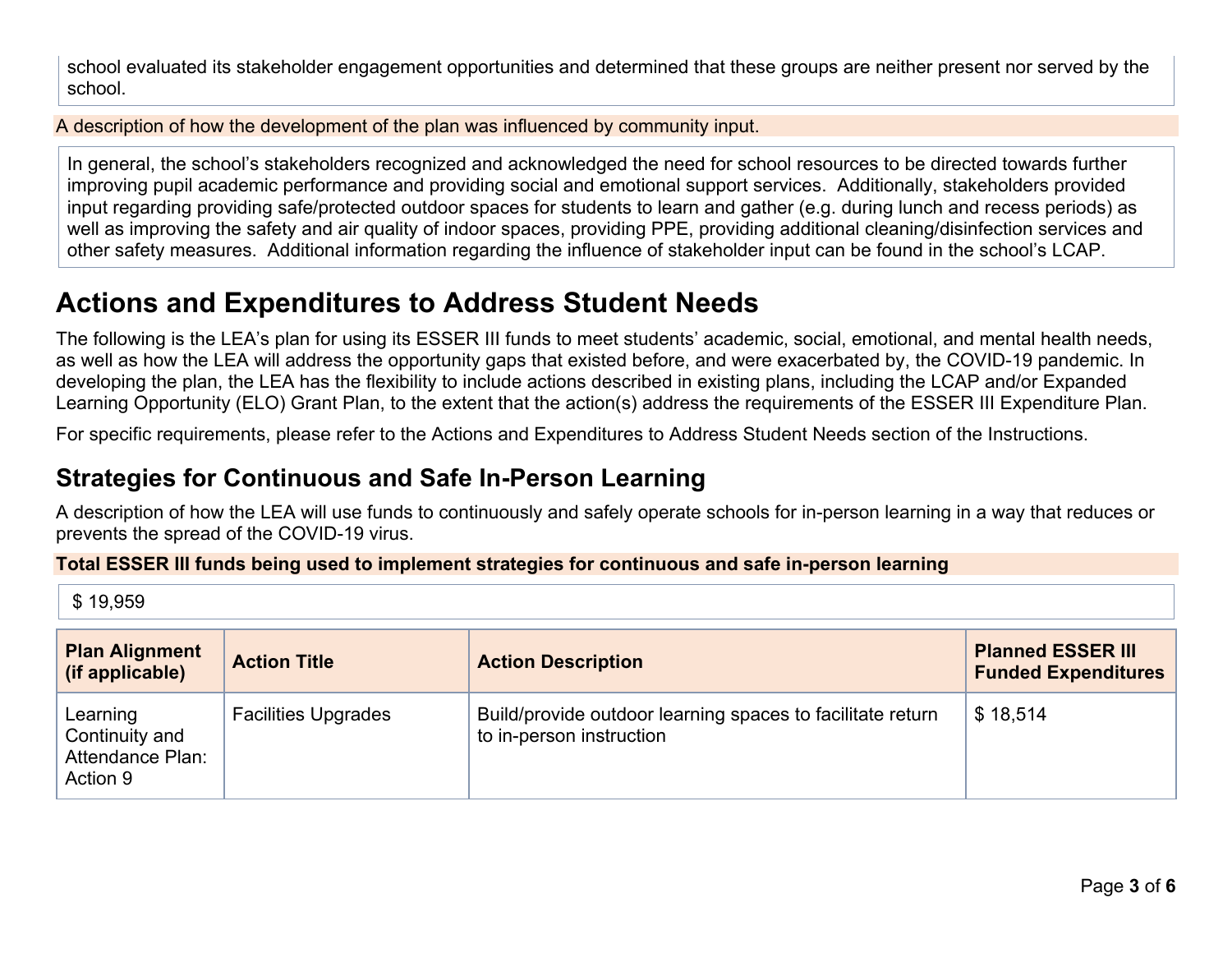school evaluated its stakeholder engagement opportunities and determined that these groups are neither present nor served by the school.

A description of how the development of the plan was influenced by community input.

In general, the school's stakeholders recognized and acknowledged the need for school resources to be directed towards further improving pupil academic performance and providing social and emotional support services. Additionally, stakeholders provided input regarding providing safe/protected outdoor spaces for students to learn and gather (e.g. during lunch and recess periods) as well as improving the safety and air quality of indoor spaces, providing PPE, providing additional cleaning/disinfection services and other safety measures. Additional information regarding the influence of stakeholder input can be found in the school's LCAP.

# Actions and Expenditures to Address Student Needs

The following is the LEA's plan for using its ESSER III funds to meet students' academic, social, emotional, and mental health needs, as well as how the LEA will address the opportunity gaps that existed before, and were exacerbated by, the COVID-19 pandemic. In developing the plan, the LEA has the flexibility to include actions described in existing plans, including the LCAP and/or Expanded Learning Opportunity (ELO) Grant Plan, to the extent that the action(s) address the requirements of the ESSER III Expenditure Plan.

For specific requirements, please refer to the Actions and Expenditures to Address Student Needs section of the Instructions.

## Strategies for Continuous and Safe In-Person Learning

A description of how the LEA will use funds to continuously and safely operate schools for in-person learning in a way that reduces or prevents the spread of the COVID-19 virus.

**Total ESSER III funds being used to implement strategies for continuous and safe in-person learning**

$ 19,959

| Plan Alignment (if applicable) | Action Title | Action Description | Planned ESSER III Funded Expenditures |
|---|---|---|---|
| Learning Continuity and Attendance Plan: Action 9 | Facilities Upgrades | Build/provide outdoor learning spaces to facilitate return to in-person instruction | $ 18,514 |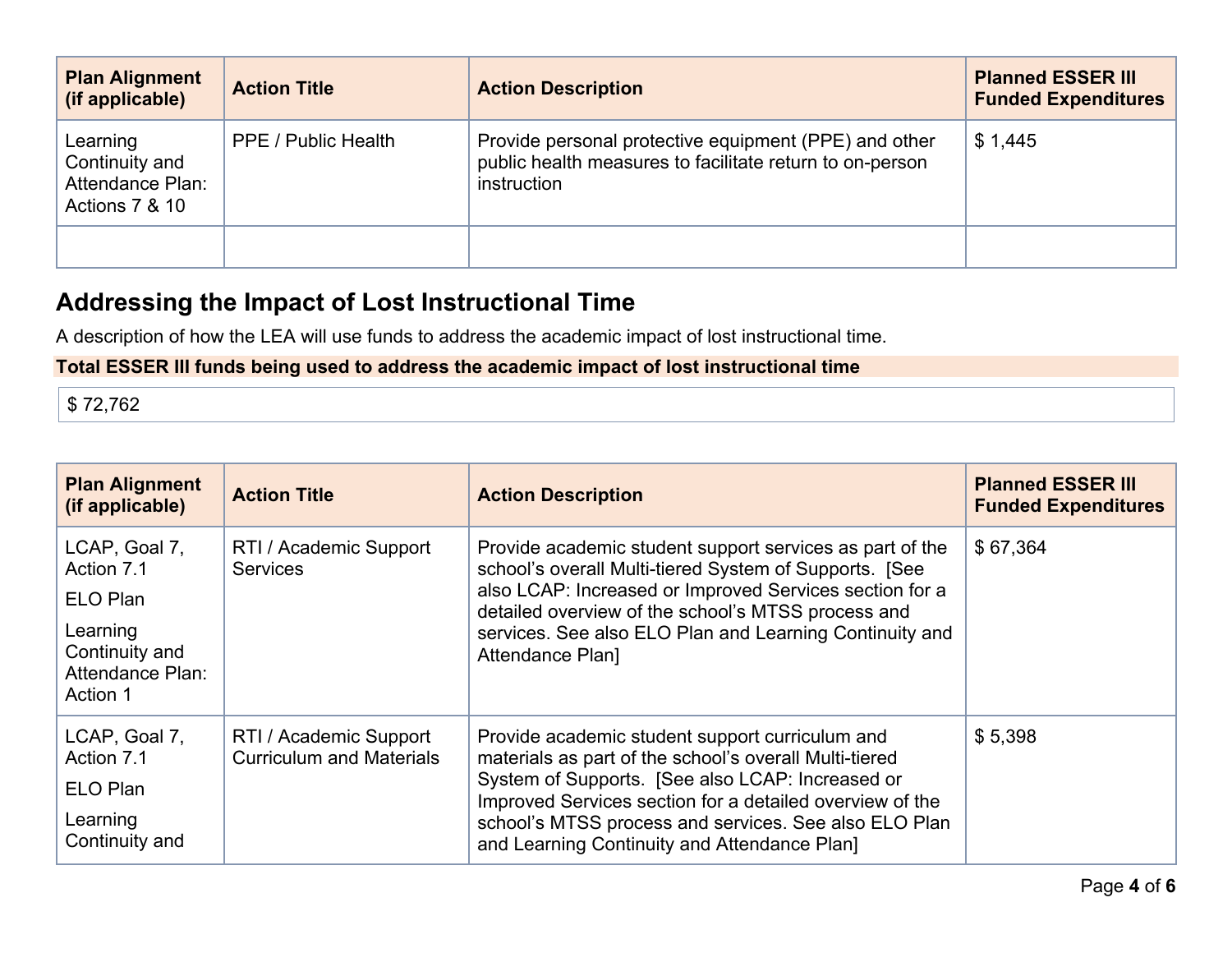| Plan Alignment (if applicable) | Action Title | Action Description | Planned ESSER III Funded Expenditures |
|---|---|---|---|
| Learning Continuity and Attendance Plan: Actions 7 & 10 | PPE / Public Health | Provide personal protective equipment (PPE) and other public health measures to facilitate return to on-person instruction | $ 1,445 |
| | | | |

## Addressing the Impact of Lost Instructional Time

A description of how the LEA will use funds to address the academic impact of lost instructional time.

**Total ESSER III funds being used to address the academic impact of lost instructional time**

$ 72,762

| Plan Alignment (if applicable) | Action Title | Action Description | Planned ESSER III Funded Expenditures |
|---|---|---|---|
| LCAP, Goal 7, Action 7.1<br>ELO Plan<br>Learning Continuity and Attendance Plan: Action 1 | RTI / Academic Support Services | Provide academic student support services as part of the school's overall Multi-tiered System of Supports. [See also LCAP: Increased or Improved Services section for a detailed overview of the school's MTSS process and services. See also ELO Plan and Learning Continuity and Attendance Plan] | $ 67,364 |
| LCAP, Goal 7, Action 7.1<br>ELO Plan<br>Learning Continuity and | RTI / Academic Support Curriculum and Materials | Provide academic student support curriculum and materials as part of the school's overall Multi-tiered System of Supports. [See also LCAP: Increased or Improved Services section for a detailed overview of the school's MTSS process and services. See also ELO Plan and Learning Continuity and Attendance Plan] | $ 5,398 |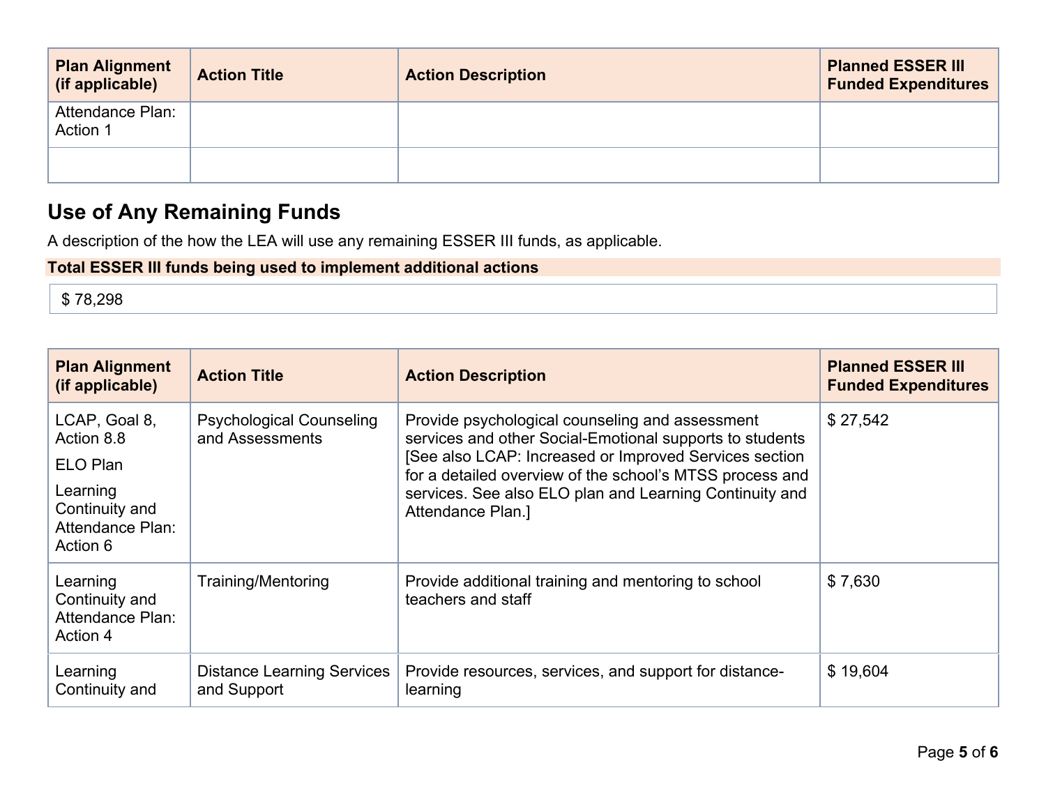| Plan Alignment (if applicable) | Action Title | Action Description | Planned ESSER III Funded Expenditures |
|---|---|---|---|
| Attendance Plan: Action 1 | | | |
| | | | |

## Use of Any Remaining Funds

A description of the how the LEA will use any remaining ESSER III funds, as applicable.

**Total ESSER III funds being used to implement additional actions**

$ 78,298

| Plan Alignment (if applicable) | Action Title | Action Description | Planned ESSER III Funded Expenditures |
|---|---|---|---|
| LCAP, Goal 8, Action 8.8<br>ELO Plan<br>Learning Continuity and Attendance Plan: Action 6 | Psychological Counseling and Assessments | Provide psychological counseling and assessment services and other Social-Emotional supports to students [See also LCAP: Increased or Improved Services section for a detailed overview of the school's MTSS process and services. See also ELO plan and Learning Continuity and Attendance Plan.] | $ 27,542 |
| Learning Continuity and Attendance Plan: Action 4 | Training/Mentoring | Provide additional training and mentoring to school teachers and staff | $ 7,630 |
| Learning Continuity and | Distance Learning Services and Support | Provide resources, services, and support for distance-learning | $ 19,604 |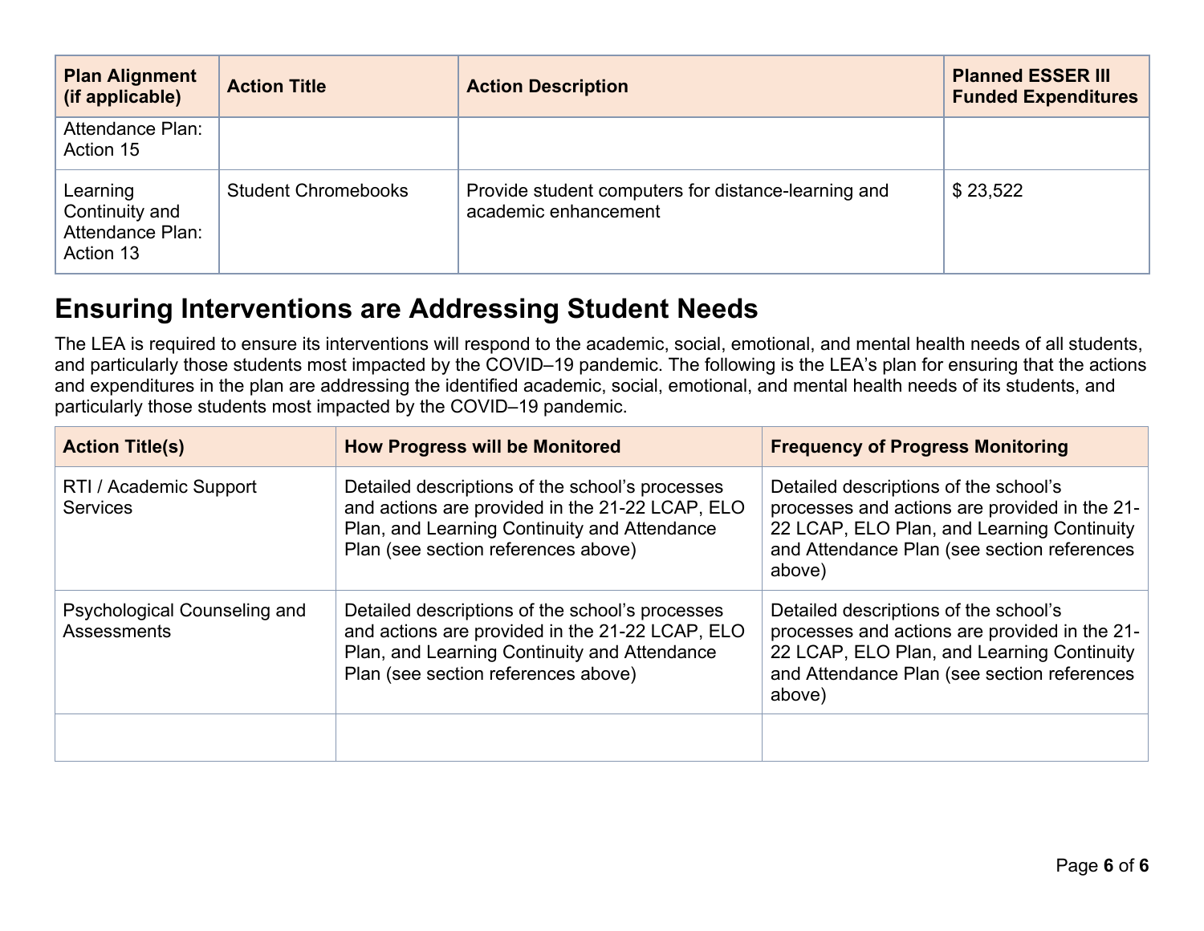| Plan Alignment (if applicable) | Action Title | Action Description | Planned ESSER III Funded Expenditures |
|---|---|---|---|
| Attendance Plan: Action 15 | | | |
| Learning Continuity and Attendance Plan: Action 13 | Student Chromebooks | Provide student computers for distance-learning and academic enhancement | $ 23,522 |

## Ensuring Interventions are Addressing Student Needs

The LEA is required to ensure its interventions will respond to the academic, social, emotional, and mental health needs of all students, and particularly those students most impacted by the COVID–19 pandemic. The following is the LEA's plan for ensuring that the actions and expenditures in the plan are addressing the identified academic, social, emotional, and mental health needs of its students, and particularly those students most impacted by the COVID–19 pandemic.

| Action Title(s) | How Progress will be Monitored | Frequency of Progress Monitoring |
|---|---|---|
| RTI / Academic Support Services | Detailed descriptions of the school's processes and actions are provided in the 21-22 LCAP, ELO Plan, and Learning Continuity and Attendance Plan (see section references above) | Detailed descriptions of the school's processes and actions are provided in the 21-22 LCAP, ELO Plan, and Learning Continuity and Attendance Plan (see section references above) |
| Psychological Counseling and Assessments | Detailed descriptions of the school's processes and actions are provided in the 21-22 LCAP, ELO Plan, and Learning Continuity and Attendance Plan (see section references above) | Detailed descriptions of the school's processes and actions are provided in the 21-22 LCAP, ELO Plan, and Learning Continuity and Attendance Plan (see section references above) |
| | | |